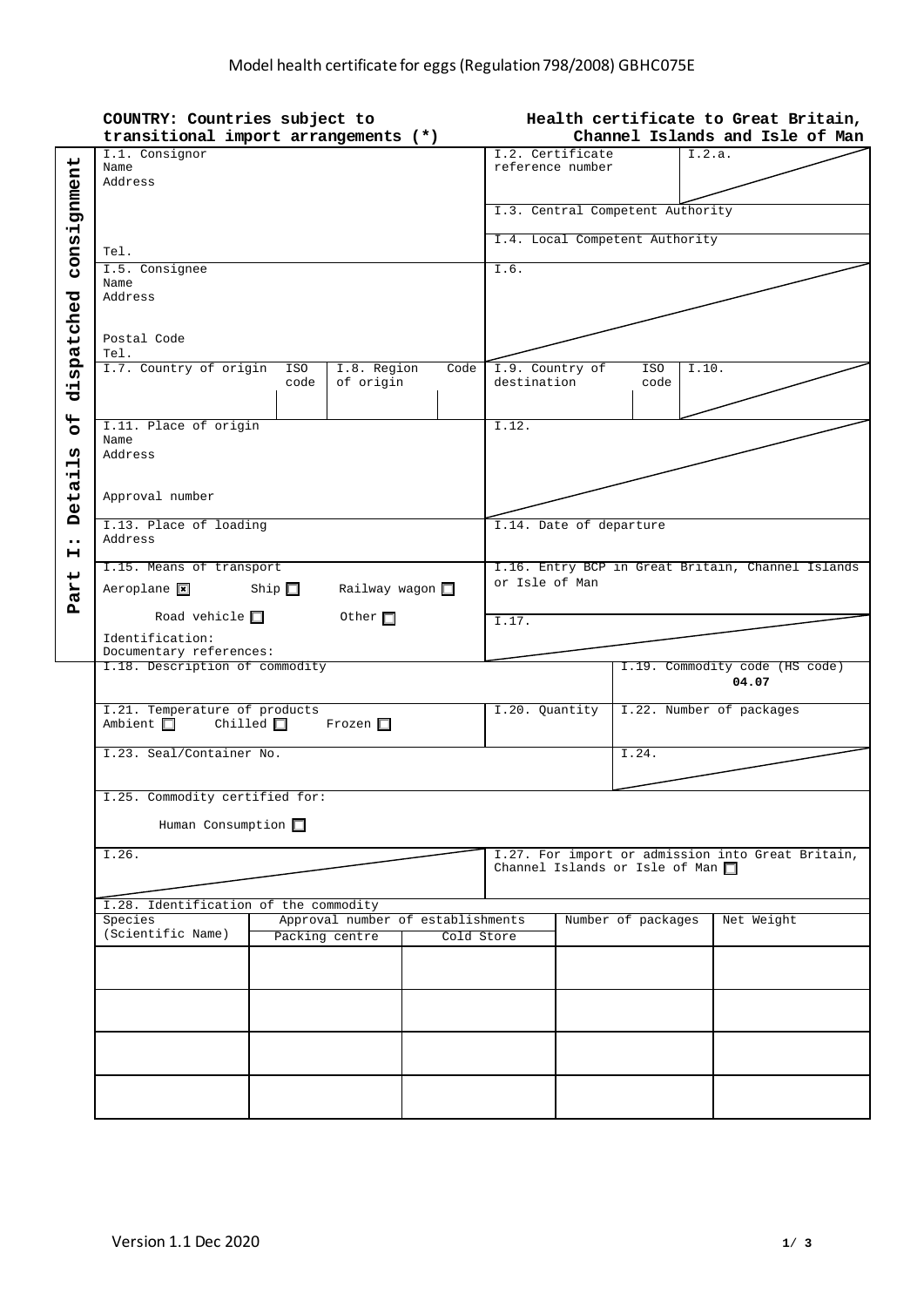# Model health certificate for eggs (Regulation 798/2008) GBHC075E

**COUNTRY: Countries subject to transitional import arrangements (*)**

**Health certificate to Great Britain, Channel Islands and Isle of Man**

**Part I: Details of dispatched consignment**

| | |
|---|---|
| I.1. Consignor<br>Name<br>Address<br><br>Tel. | I.2. Certificate reference number / I.2.a.<br>I.3. Central Competent Authority<br>I.4. Local Competent Authority |
| I.5. Consignee<br>Name<br>Address<br>Postal Code<br>Tel. | I.6. |
| I.7. Country of origin / ISO code / I.8. Region of origin / Code | I.9. Country of destination / ISO code / I.10. |
| I.11. Place of origin<br>Name<br>Address<br>Approval number | I.12. |
| I.13. Place of loading<br>Address | I.14. Date of departure |
| I.15. Means of transport<br>Aeroplane ☒ Ship ☐ Railway wagon ☐<br>Road vehicle ☐ Other ☐<br>Identification:<br>Documentary references: | I.16. Entry BCP in Great Britain, Channel Islands or Isle of Man<br>I.17. |
| I.18. Description of commodity | I.19. Commodity code (HS code)<br>**04.07** |
| I.21. Temperature of products<br>Ambient ☐ Chilled ☐ Frozen ☐ | I.20. Quantity / I.22. Number of packages |
| I.23. Seal/Container No. | I.24. |
| I.25. Commodity certified for:<br>Human Consumption ☐ | |
| I.26. | I.27. For import or admission into Great Britain, Channel Islands or Isle of Man ☐ |

I.28. Identification of the commodity

| Species (Scientific Name) | Approval number of establishments: Packing centre | Approval number of establishments: Cold Store | Number of packages | Net Weight |
|---|---|---|---|---|
| | | | | |
| | | | | |
| | | | | |
| | | | | |

Version 1.1 Dec 2020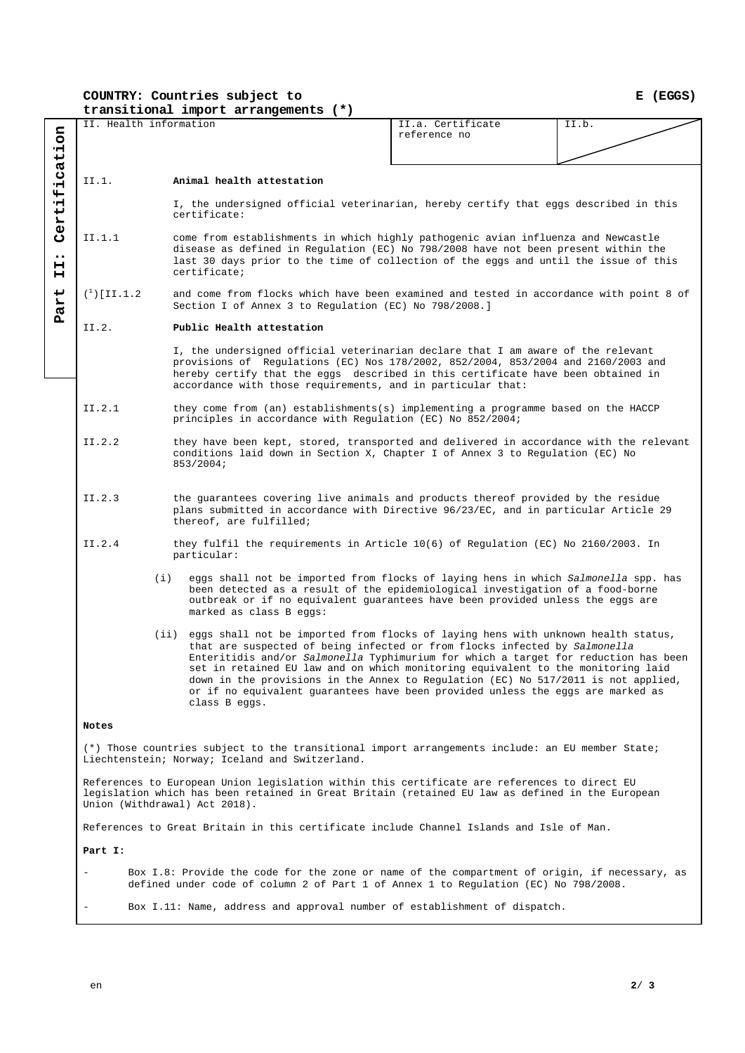**COUNTRY: Countries subject to transitional import arrangements (*)** **E (EGGS)**

**Part II: Certification**

| II. Health information | II.a. Certificate reference no | II.b. |
|---|---|---|

II.1. **Animal health attestation**

I, the undersigned official veterinarian, hereby certify that eggs described in this certificate:

II.1.1 come from establishments in which highly pathogenic avian influenza and Newcastle disease as defined in Regulation (EC) No 798/2008 have not been present within the last 30 days prior to the time of collection of the eggs and until the issue of this certificate;

(1)[II.1.2 and come from flocks which have been examined and tested in accordance with point 8 of Section I of Annex 3 to Regulation (EC) No 798/2008.]

II.2. **Public Health attestation**

I, the undersigned official veterinarian declare that I am aware of the relevant provisions of Regulations (EC) Nos 178/2002, 852/2004, 853/2004 and 2160/2003 and hereby certify that the eggs described in this certificate have been obtained in accordance with those requirements, and in particular that:

II.2.1 they come from (an) establishments(s) implementing a programme based on the HACCP principles in accordance with Regulation (EC) No 852/2004;

II.2.2 they have been kept, stored, transported and delivered in accordance with the relevant conditions laid down in Section X, Chapter I of Annex 3 to Regulation (EC) No 853/2004;

II.2.3 the guarantees covering live animals and products thereof provided by the residue plans submitted in accordance with Directive 96/23/EC, and in particular Article 29 thereof, are fulfilled;

II.2.4 they fulfil the requirements in Article 10(6) of Regulation (EC) No 2160/2003. In particular:

(i) eggs shall not be imported from flocks of laying hens in which *Salmonella* spp. has been detected as a result of the epidemiological investigation of a food-borne outbreak or if no equivalent guarantees have been provided unless the eggs are marked as class B eggs:

(ii) eggs shall not be imported from flocks of laying hens with unknown health status, that are suspected of being infected or from flocks infected by *Salmonella* Enteritidis and/or *Salmonella* Typhimurium for which a target for reduction has been set in retained EU law and on which monitoring equivalent to the monitoring laid down in the provisions in the Annex to Regulation (EC) No 517/2011 is not applied, or if no equivalent guarantees have been provided unless the eggs are marked as class B eggs.

**Notes**

(*) Those countries subject to the transitional import arrangements include: an EU member State; Liechtenstein; Norway; Iceland and Switzerland.

References to European Union legislation within this certificate are references to direct EU legislation which has been retained in Great Britain (retained EU law as defined in the European Union (Withdrawal) Act 2018).

References to Great Britain in this certificate include Channel Islands and Isle of Man.

**Part I:**

- Box I.8: Provide the code for the zone or name of the compartment of origin, if necessary, as defined under code of column 2 of Part 1 of Annex 1 to Regulation (EC) No 798/2008.
- Box I.11: Name, address and approval number of establishment of dispatch.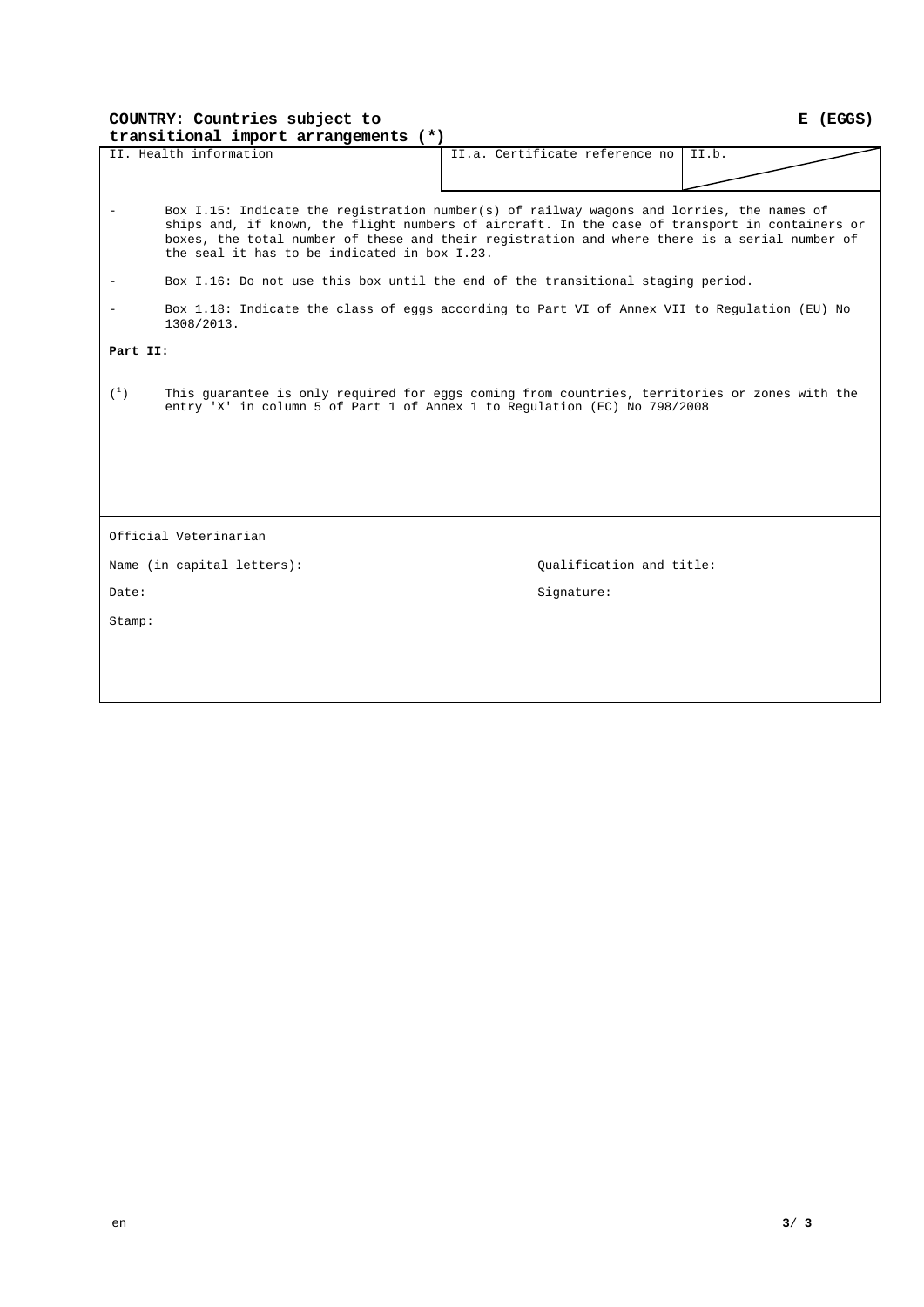**COUNTRY: Countries subject to transitional import arrangements (*)**

**E (EGGS)**

| II. Health information | II.a. Certificate reference no | II.b. |
|---|---|---|

- Box I.15: Indicate the registration number(s) of railway wagons and lorries, the names of ships and, if known, the flight numbers of aircraft. In the case of transport in containers or boxes, the total number of these and their registration and where there is a serial number of the seal it has to be indicated in box I.23.
- Box I.16: Do not use this box until the end of the transitional staging period.
- Box 1.18: Indicate the class of eggs according to Part VI of Annex VII to Regulation (EU) No 1308/2013.

**Part II:**

(1) This guarantee is only required for eggs coming from countries, territories or zones with the entry 'X' in column 5 of Part 1 of Annex 1 to Regulation (EC) No 798/2008

Official Veterinarian

Name (in capital letters): Qualification and title:

Date: Signature:

Stamp: